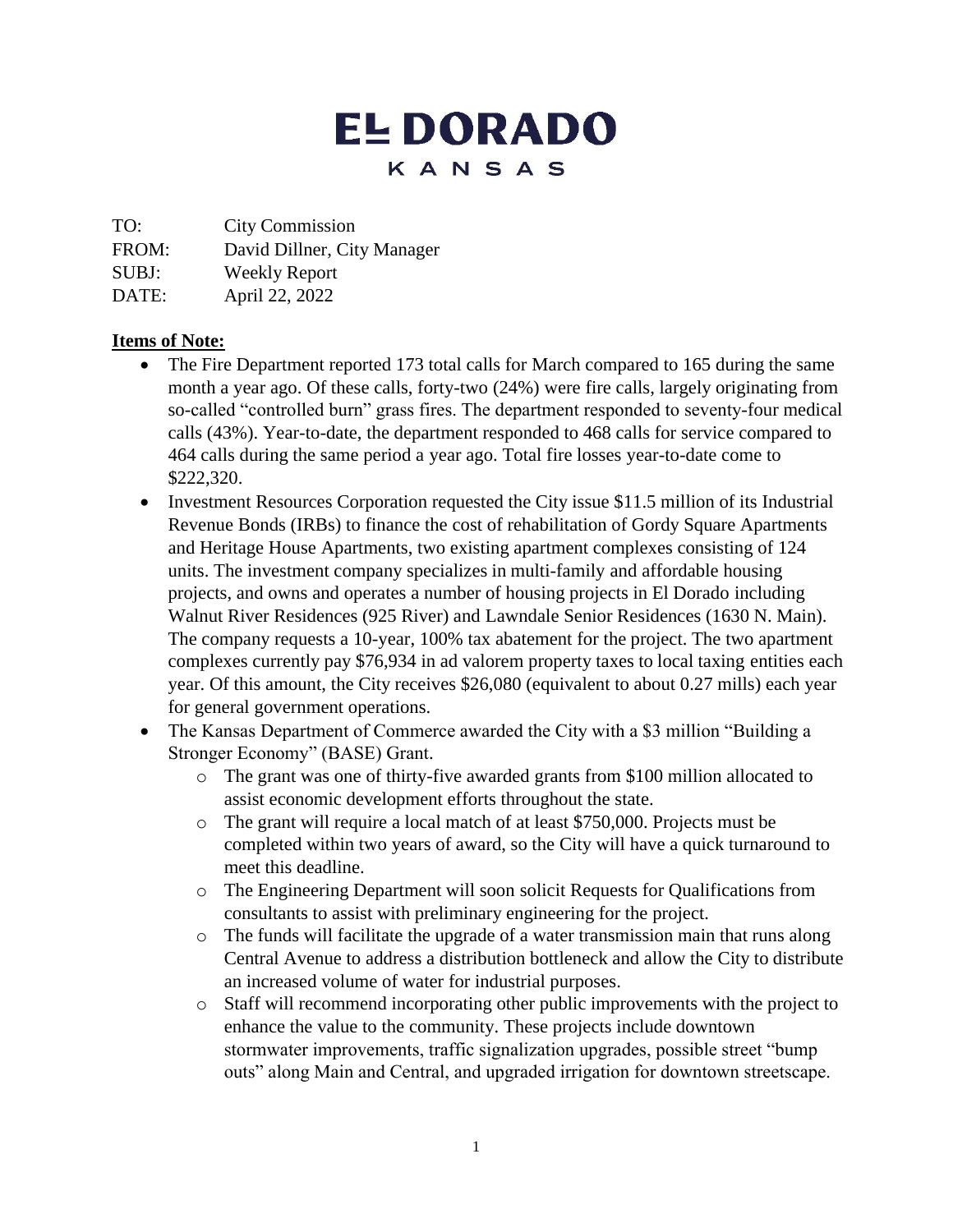# EL DORADO
## KANSAS

TO: City Commission
FROM: David Dillner, City Manager
SUBJ: Weekly Report
DATE: April 22, 2022

**Items of Note:**

- The Fire Department reported 173 total calls for March compared to 165 during the same month a year ago. Of these calls, forty-two (24%) were fire calls, largely originating from so-called "controlled burn" grass fires. The department responded to seventy-four medical calls (43%). Year-to-date, the department responded to 468 calls for service compared to 464 calls during the same period a year ago. Total fire losses year-to-date come to $222,320.
- Investment Resources Corporation requested the City issue $11.5 million of its Industrial Revenue Bonds (IRBs) to finance the cost of rehabilitation of Gordy Square Apartments and Heritage House Apartments, two existing apartment complexes consisting of 124 units. The investment company specializes in multi-family and affordable housing projects, and owns and operates a number of housing projects in El Dorado including Walnut River Residences (925 River) and Lawndale Senior Residences (1630 N. Main). The company requests a 10-year, 100% tax abatement for the project. The two apartment complexes currently pay $76,934 in ad valorem property taxes to local taxing entities each year. Of this amount, the City receives $26,080 (equivalent to about 0.27 mills) each year for general government operations.
- The Kansas Department of Commerce awarded the City with a $3 million "Building a Stronger Economy" (BASE) Grant.
  - The grant was one of thirty-five awarded grants from $100 million allocated to assist economic development efforts throughout the state.
  - The grant will require a local match of at least $750,000. Projects must be completed within two years of award, so the City will have a quick turnaround to meet this deadline.
  - The Engineering Department will soon solicit Requests for Qualifications from consultants to assist with preliminary engineering for the project.
  - The funds will facilitate the upgrade of a water transmission main that runs along Central Avenue to address a distribution bottleneck and allow the City to distribute an increased volume of water for industrial purposes.
  - Staff will recommend incorporating other public improvements with the project to enhance the value to the community. These projects include downtown stormwater improvements, traffic signalization upgrades, possible street "bump outs" along Main and Central, and upgraded irrigation for downtown streetscape.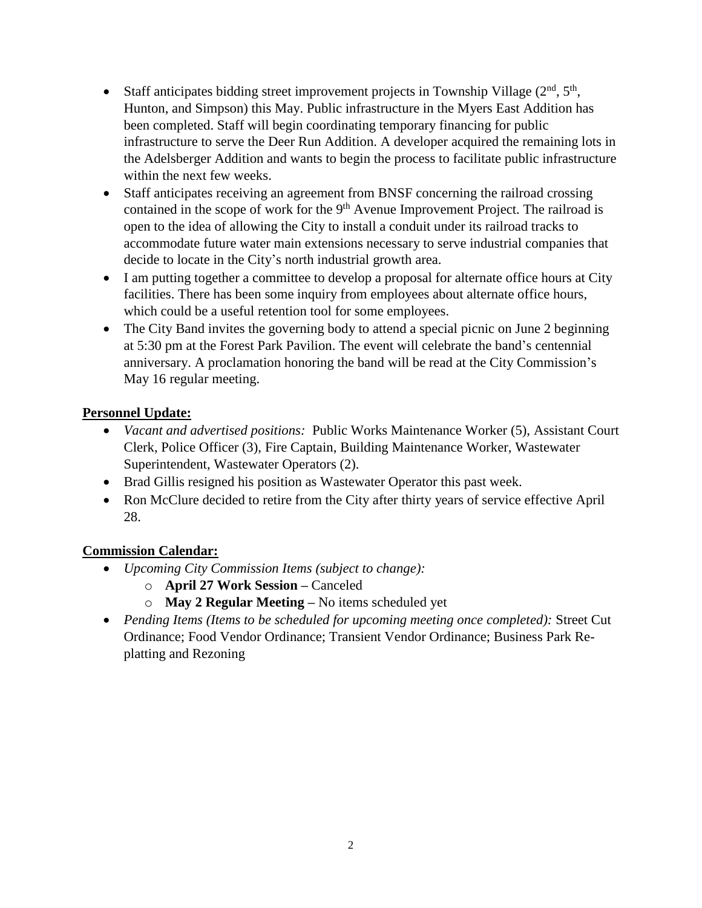- Staff anticipates bidding street improvement projects in Township Village (2nd, 5th, Hunton, and Simpson) this May. Public infrastructure in the Myers East Addition has been completed. Staff will begin coordinating temporary financing for public infrastructure to serve the Deer Run Addition. A developer acquired the remaining lots in the Adelsberger Addition and wants to begin the process to facilitate public infrastructure within the next few weeks.
- Staff anticipates receiving an agreement from BNSF concerning the railroad crossing contained in the scope of work for the 9th Avenue Improvement Project. The railroad is open to the idea of allowing the City to install a conduit under its railroad tracks to accommodate future water main extensions necessary to serve industrial companies that decide to locate in the City's north industrial growth area.
- I am putting together a committee to develop a proposal for alternate office hours at City facilities. There has been some inquiry from employees about alternate office hours, which could be a useful retention tool for some employees.
- The City Band invites the governing body to attend a special picnic on June 2 beginning at 5:30 pm at the Forest Park Pavilion. The event will celebrate the band's centennial anniversary. A proclamation honoring the band will be read at the City Commission's May 16 regular meeting.

**Personnel Update:**

- *Vacant and advertised positions:* Public Works Maintenance Worker (5), Assistant Court Clerk, Police Officer (3), Fire Captain, Building Maintenance Worker, Wastewater Superintendent, Wastewater Operators (2).
- Brad Gillis resigned his position as Wastewater Operator this past week.
- Ron McClure decided to retire from the City after thirty years of service effective April 28.

**Commission Calendar:**

- *Upcoming City Commission Items (subject to change):*
  - **April 27 Work Session –** Canceled
  - **May 2 Regular Meeting –** No items scheduled yet
- *Pending Items (Items to be scheduled for upcoming meeting once completed):* Street Cut Ordinance; Food Vendor Ordinance; Transient Vendor Ordinance; Business Park Re-platting and Rezoning